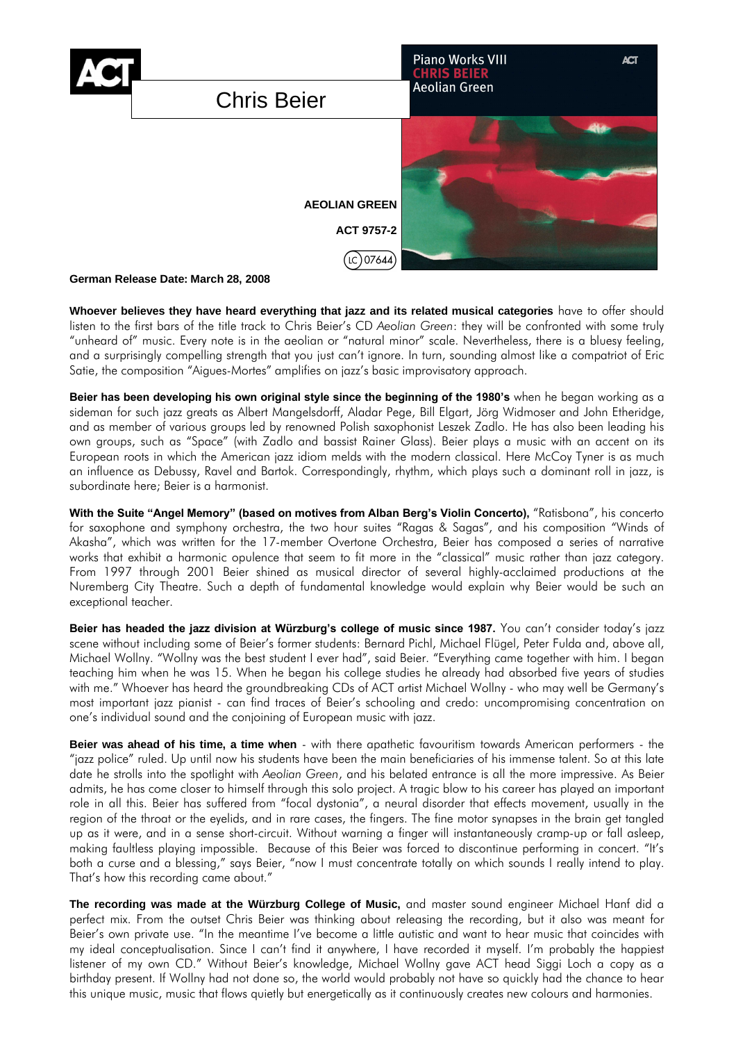ACT

# Chris Beier

Piano Works VIII
CHRIS BEIER
Aeolian Green

**AEOLIAN GREEN**

**ACT 9757-2**

LC 07644

**German Release Date: March 28, 2008**

**Whoever believes they have heard everything that jazz and its related musical categories** have to offer should listen to the first bars of the title track to Chris Beier's CD *Aeolian Green*: they will be confronted with some truly "unheard of" music. Every note is in the aeolian or "natural minor" scale. Nevertheless, there is a bluesy feeling, and a surprisingly compelling strength that you just can't ignore. In turn, sounding almost like a compatriot of Eric Satie, the composition "Aigues-Mortes" amplifies on jazz's basic improvisatory approach.

**Beier has been developing his own original style since the beginning of the 1980's** when he began working as a sideman for such jazz greats as Albert Mangelsdorff, Aladar Pege, Bill Elgart, Jörg Widmoser and John Etheridge, and as member of various groups led by renowned Polish saxophonist Leszek Zadlo. He has also been leading his own groups, such as "Space" (with Zadlo and bassist Rainer Glass). Beier plays a music with an accent on its European roots in which the American jazz idiom melds with the modern classical. Here McCoy Tyner is as much an influence as Debussy, Ravel and Bartok. Correspondingly, rhythm, which plays such a dominant roll in jazz, is subordinate here; Beier is a harmonist.

**With the Suite "Angel Memory" (based on motives from Alban Berg's Violin Concerto),** "Ratisbona", his concerto for saxophone and symphony orchestra, the two hour suites "Ragas & Sagas", and his composition "Winds of Akasha", which was written for the 17-member Overtone Orchestra, Beier has composed a series of narrative works that exhibit a harmonic opulence that seem to fit more in the "classical" music rather than jazz category. From 1997 through 2001 Beier shined as musical director of several highly-acclaimed productions at the Nuremberg City Theatre. Such a depth of fundamental knowledge would explain why Beier would be such an exceptional teacher.

**Beier has headed the jazz division at Würzburg's college of music since 1987.** You can't consider today's jazz scene without including some of Beier's former students: Bernard Pichl, Michael Flügel, Peter Fulda and, above all, Michael Wollny. "Wollny was the best student I ever had", said Beier. "Everything came together with him. I began teaching him when he was 15. When he began his college studies he already had absorbed five years of studies with me." Whoever has heard the groundbreaking CDs of ACT artist Michael Wollny - who may well be Germany's most important jazz pianist - can find traces of Beier's schooling and credo: uncompromising concentration on one's individual sound and the conjoining of European music with jazz.

**Beier was ahead of his time, a time when** - with there apathetic favouritism towards American performers - the "jazz police" ruled. Up until now his students have been the main beneficiaries of his immense talent. So at this late date he strolls into the spotlight with *Aeolian Green*, and his belated entrance is all the more impressive. As Beier admits, he has come closer to himself through this solo project. A tragic blow to his career has played an important role in all this. Beier has suffered from "focal dystonia", a neural disorder that effects movement, usually in the region of the throat or the eyelids, and in rare cases, the fingers. The fine motor synapses in the brain get tangled up as it were, and in a sense short-circuit. Without warning a finger will instantaneously cramp-up or fall asleep, making faultless playing impossible. Because of this Beier was forced to discontinue performing in concert. "It's both a curse and a blessing," says Beier, "now I must concentrate totally on which sounds I really intend to play. That's how this recording came about."

**The recording was made at the Würzburg College of Music,** and master sound engineer Michael Hanf did a perfect mix. From the outset Chris Beier was thinking about releasing the recording, but it also was meant for Beier's own private use. "In the meantime I've become a little autistic and want to hear music that coincides with my ideal conceptualisation. Since I can't find it anywhere, I have recorded it myself. I'm probably the happiest listener of my own CD." Without Beier's knowledge, Michael Wollny gave ACT head Siggi Loch a copy as a birthday present. If Wollny had not done so, the world would probably not have so quickly had the chance to hear this unique music, music that flows quietly but energetically as it continuously creates new colours and harmonies.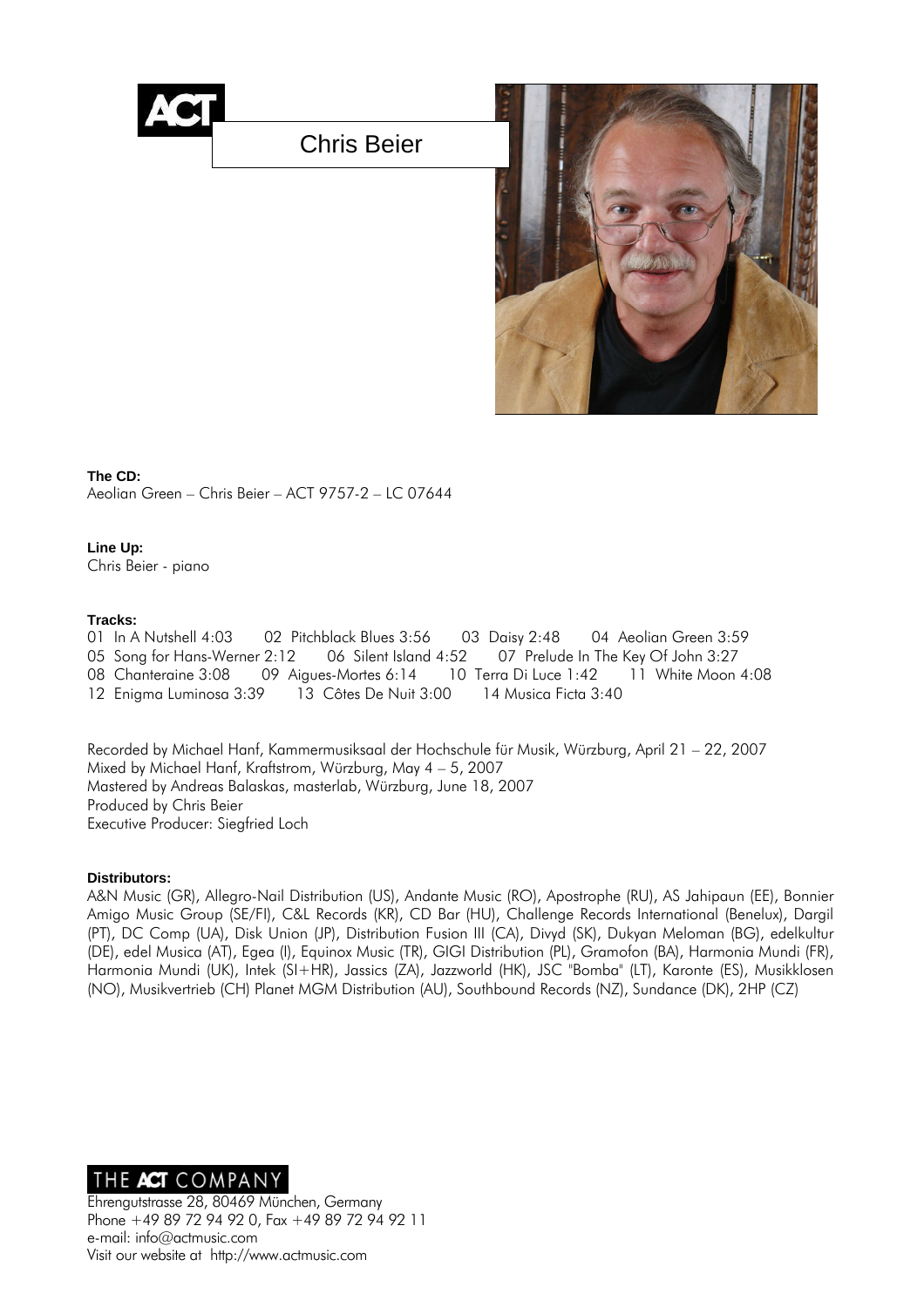ACT

# Chris Beier

**The CD:**
Aeolian Green – Chris Beier – ACT 9757-2 – LC 07644

**Line Up:**
Chris Beier - piano

**Tracks:**
01 In A Nutshell 4:03 02 Pitchblack Blues 3:56 03 Daisy 2:48 04 Aeolian Green 3:59
05 Song for Hans-Werner 2:12 06 Silent Island 4:52 07 Prelude In The Key Of John 3:27
08 Chanteraine 3:08 09 Aigues-Mortes 6:14 10 Terra Di Luce 1:42 11 White Moon 4:08
12 Enigma Luminosa 3:39 13 Côtes De Nuit 3:00 14 Musica Ficta 3:40

Recorded by Michael Hanf, Kammermusiksaal der Hochschule für Musik, Würzburg, April 21 – 22, 2007
Mixed by Michael Hanf, Kraftstrom, Würzburg, May 4 – 5, 2007
Mastered by Andreas Balaskas, masterlab, Würzburg, June 18, 2007
Produced by Chris Beier
Executive Producer: Siegfried Loch

**Distributors:**
A&N Music (GR), Allegro-Nail Distribution (US), Andante Music (RO), Apostrophe (RU), AS Jahipaun (EE), Bonnier Amigo Music Group (SE/FI), C&L Records (KR), CD Bar (HU), Challenge Records International (Benelux), Dargil (PT), DC Comp (UA), Disk Union (JP), Distribution Fusion III (CA), Divyd (SK), Dukyan Meloman (BG), edelkultur (DE), edel Musica (AT), Egea (I), Equinox Music (TR), GIGI Distribution (PL), Gramofon (BA), Harmonia Mundi (FR), Harmonia Mundi (UK), Intek (SI+HR), Jassics (ZA), Jazzworld (HK), JSC "Bomba" (LT), Karonte (ES), Musikklosen (NO), Musikvertrieb (CH) Planet MGM Distribution (AU), Southbound Records (NZ), Sundance (DK), 2HP (CZ)

THE ACT COMPANY
Ehrengutstrasse 28, 80469 München, Germany
Phone +49 89 72 94 92 0, Fax +49 89 72 94 92 11
e-mail: info@actmusic.com
Visit our website at http://www.actmusic.com